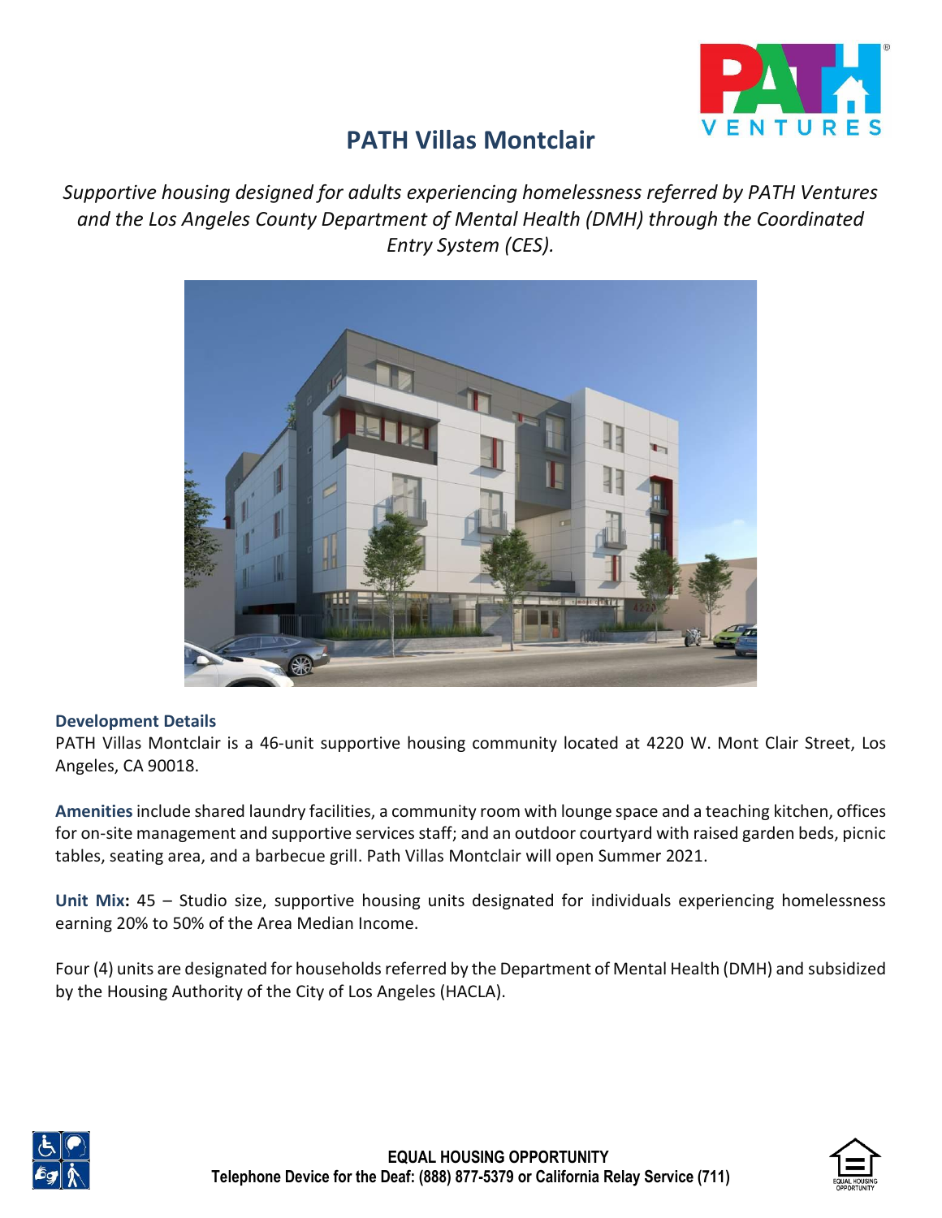# PATH Villas Montclair

*Supportive housing designed for adults experiencing homelessness referred by PATH Ventures and the Los Angeles County Department of Mental Health (DMH) through the Coordinated Entry System (CES).*

**Development Details**

PATH Villas Montclair is a 46-unit supportive housing community located at 4220 W. Mont Clair Street, Los Angeles, CA 90018.

**Amenities** include shared laundry facilities, a community room with lounge space and a teaching kitchen, offices for on-site management and supportive services staff; and an outdoor courtyard with raised garden beds, picnic tables, seating area, and a barbecue grill. Path Villas Montclair will open Summer 2021.

**Unit Mix:** 45 – Studio size, supportive housing units designated for individuals experiencing homelessness earning 20% to 50% of the Area Median Income.

Four (4) units are designated for households referred by the Department of Mental Health (DMH) and subsidized by the Housing Authority of the City of Los Angeles (HACLA).

**EQUAL HOUSING OPPORTUNITY**

**Telephone Device for the Deaf: (888) 877-5379 or California Relay Service (711)**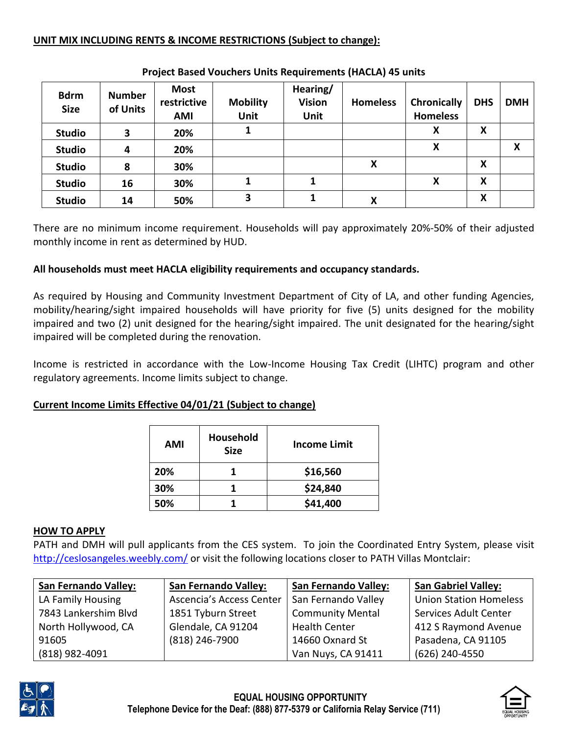**UNIT MIX INCLUDING RENTS & INCOME RESTRICTIONS (Subject to change):**

**Project Based Vouchers Units Requirements (HACLA) 45 units**

| Bdrm Size | Number of Units | Most restrictive AMI | Mobility Unit | Hearing/ Vision Unit | Homeless | Chronically Homeless | DHS | DMH |
|---|---|---|---|---|---|---|---|---|
| Studio | 3 | 20% | 1 | | | X | X | |
| Studio | 4 | 20% | | | | X | | X |
| Studio | 8 | 30% | | | X | | X | |
| Studio | 16 | 30% | 1 | 1 | | X | X | |
| Studio | 14 | 50% | 3 | 1 | X | | X | |

There are no minimum income requirement. Households will pay approximately 20%-50% of their adjusted monthly income in rent as determined by HUD.

**All households must meet HACLA eligibility requirements and occupancy standards.**

As required by Housing and Community Investment Department of City of LA, and other funding Agencies, mobility/hearing/sight impaired households will have priority for five (5) units designed for the mobility impaired and two (2) unit designed for the hearing/sight impaired. The unit designated for the hearing/sight impaired will be completed during the renovation.

Income is restricted in accordance with the Low-Income Housing Tax Credit (LIHTC) program and other regulatory agreements. Income limits subject to change.

**Current Income Limits Effective 04/01/21 (Subject to change)**

| AMI | Household Size | Income Limit |
|---|---|---|
| 20% | 1 | $16,560 |
| 30% | 1 | $24,840 |
| 50% | 1 | $41,400 |

**HOW TO APPLY**

PATH and DMH will pull applicants from the CES system. To join the Coordinated Entry System, please visit http://ceslosangeles.weebly.com/ or visit the following locations closer to PATH Villas Montclair:

| San Fernando Valley: | San Fernando Valley: | San Fernando Valley: | San Gabriel Valley: |
|---|---|---|---|
| LA Family Housing<br>7843 Lankershim Blvd<br>North Hollywood, CA 91605<br>(818) 982-4091 | Ascencia's Access Center<br>1851 Tyburn Street<br>Glendale, CA 91204<br>(818) 246-7900 | San Fernando Valley Community Mental Health Center<br>14660 Oxnard St<br>Van Nuys, CA 91411 | Union Station Homeless Services Adult Center<br>412 S Raymond Avenue<br>Pasadena, CA 91105<br>(626) 240-4550 |

**EQUAL HOUSING OPPORTUNITY**
**Telephone Device for the Deaf: (888) 877-5379 or California Relay Service (711)**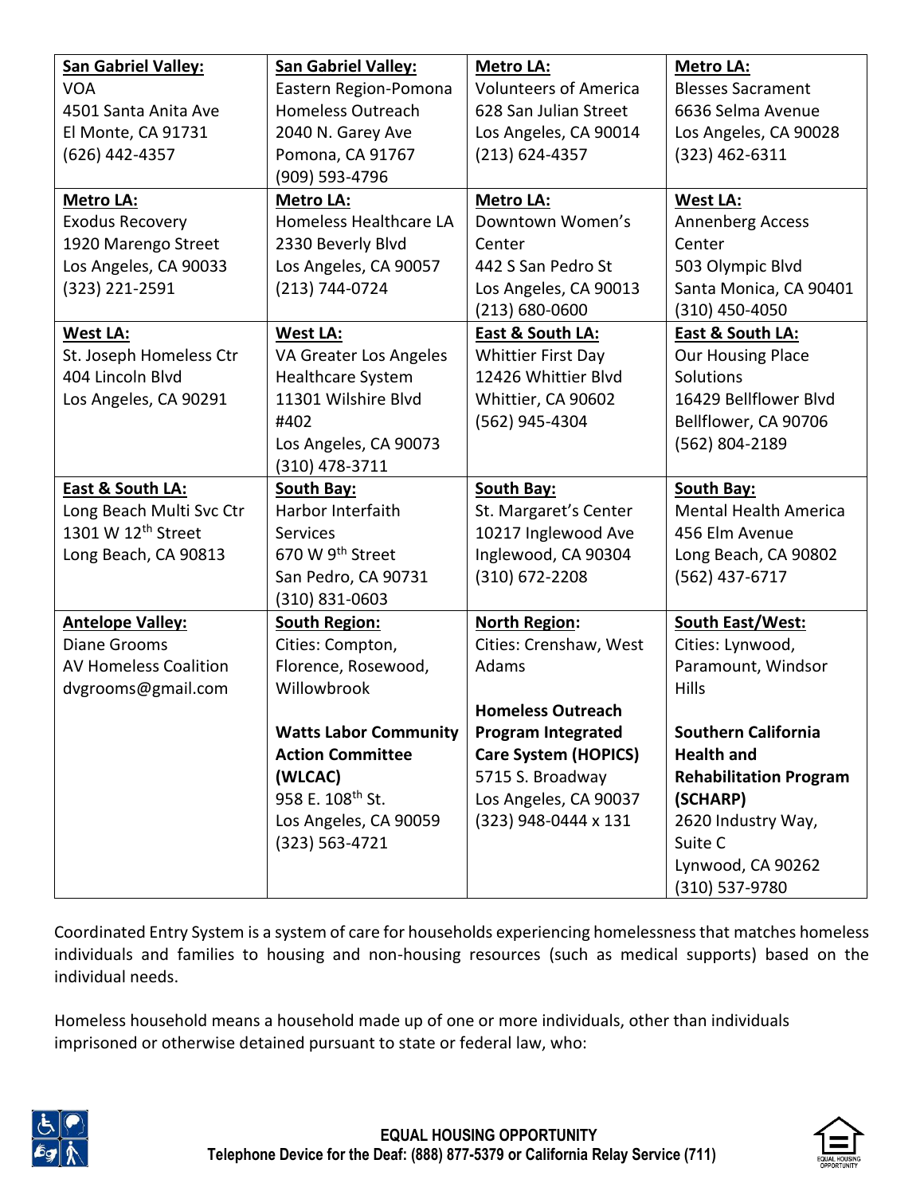| **San Gabriel Valley:**<br>VOA<br>4501 Santa Anita Ave<br>El Monte, CA 91731<br>(626) 442-4357 | **San Gabriel Valley:**<br>Eastern Region-Pomona Homeless Outreach<br>2040 N. Garey Ave<br>Pomona, CA 91767<br>(909) 593-4796 | **Metro LA:**<br>Volunteers of America<br>628 San Julian Street<br>Los Angeles, CA 90014<br>(213) 624-4357 | **Metro LA:**<br>Blesses Sacrament<br>6636 Selma Avenue<br>Los Angeles, CA 90028<br>(323) 462-6311 |
|---|---|---|---|
| **Metro LA:**<br>Exodus Recovery<br>1920 Marengo Street<br>Los Angeles, CA 90033<br>(323) 221-2591 | **Metro LA:**<br>Homeless Healthcare LA<br>2330 Beverly Blvd<br>Los Angeles, CA 90057<br>(213) 744-0724 | **Metro LA:**<br>Downtown Women's Center<br>442 S San Pedro St<br>Los Angeles, CA 90013<br>(213) 680-0600 | **West LA:**<br>Annenberg Access Center<br>503 Olympic Blvd<br>Santa Monica, CA 90401<br>(310) 450-4050 |
| **West LA:**<br>St. Joseph Homeless Ctr<br>404 Lincoln Blvd<br>Los Angeles, CA 90291 | **West LA:**<br>VA Greater Los Angeles Healthcare System<br>11301 Wilshire Blvd #402<br>Los Angeles, CA 90073<br>(310) 478-3711 | **East & South LA:**<br>Whittier First Day<br>12426 Whittier Blvd<br>Whittier, CA 90602<br>(562) 945-4304 | **East & South LA:**<br>Our Housing Place Solutions<br>16429 Bellflower Blvd<br>Bellflower, CA 90706<br>(562) 804-2189 |
| **East & South LA:**<br>Long Beach Multi Svc Ctr<br>1301 W 12th Street<br>Long Beach, CA 90813 | **South Bay:**<br>Harbor Interfaith Services<br>670 W 9th Street<br>San Pedro, CA 90731<br>(310) 831-0603 | **South Bay:**<br>St. Margaret's Center<br>10217 Inglewood Ave<br>Inglewood, CA 90304<br>(310) 672-2208 | **South Bay:**<br>Mental Health America<br>456 Elm Avenue<br>Long Beach, CA 90802<br>(562) 437-6717 |
| **Antelope Valley:**<br>Diane Grooms<br>AV Homeless Coalition<br>dvgrooms@gmail.com | **South Region:**<br>Cities: Compton, Florence, Rosewood, Willowbrook<br><br>**Watts Labor Community Action Committee (WLCAC)**<br>958 E. 108th St.<br>Los Angeles, CA 90059<br>(323) 563-4721 | **North Region:**<br>Cities: Crenshaw, West Adams<br><br>**Homeless Outreach Program Integrated Care System (HOPICS)**<br>5715 S. Broadway<br>Los Angeles, CA 90037<br>(323) 948-0444 x 131 | **South East/West:**<br>Cities: Lynwood, Paramount, Windsor Hills<br><br>**Southern California Health and Rehabilitation Program (SCHARP)**<br>2620 Industry Way, Suite C<br>Lynwood, CA 90262<br>(310) 537-9780 |

Coordinated Entry System is a system of care for households experiencing homelessness that matches homeless individuals and families to housing and non-housing resources (such as medical supports) based on the individual needs.

Homeless household means a household made up of one or more individuals, other than individuals imprisoned or otherwise detained pursuant to state or federal law, who:

**EQUAL HOUSING OPPORTUNITY**
**Telephone Device for the Deaf: (888) 877-5379 or California Relay Service (711)**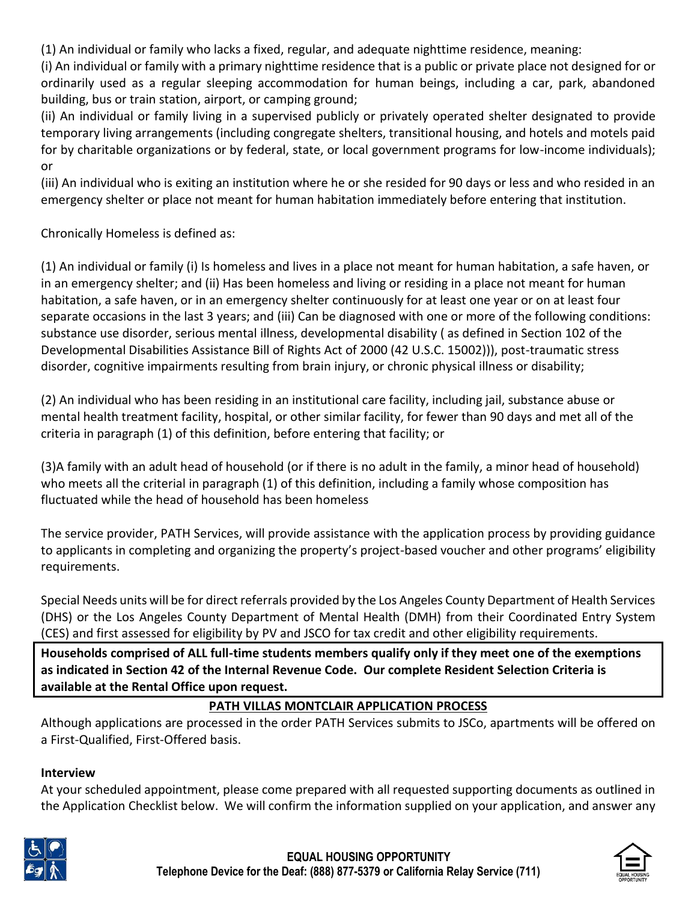(1) An individual or family who lacks a fixed, regular, and adequate nighttime residence, meaning:
(i) An individual or family with a primary nighttime residence that is a public or private place not designed for or ordinarily used as a regular sleeping accommodation for human beings, including a car, park, abandoned building, bus or train station, airport, or camping ground;
(ii) An individual or family living in a supervised publicly or privately operated shelter designated to provide temporary living arrangements (including congregate shelters, transitional housing, and hotels and motels paid for by charitable organizations or by federal, state, or local government programs for low-income individuals); or
(iii) An individual who is exiting an institution where he or she resided for 90 days or less and who resided in an emergency shelter or place not meant for human habitation immediately before entering that institution.

Chronically Homeless is defined as:

(1) An individual or family (i) Is homeless and lives in a place not meant for human habitation, a safe haven, or in an emergency shelter; and (ii) Has been homeless and living or residing in a place not meant for human habitation, a safe haven, or in an emergency shelter continuously for at least one year or on at least four separate occasions in the last 3 years; and (iii) Can be diagnosed with one or more of the following conditions: substance use disorder, serious mental illness, developmental disability ( as defined in Section 102 of the Developmental Disabilities Assistance Bill of Rights Act of 2000 (42 U.S.C. 15002))), post-traumatic stress disorder, cognitive impairments resulting from brain injury, or chronic physical illness or disability;

(2) An individual who has been residing in an institutional care facility, including jail, substance abuse or mental health treatment facility, hospital, or other similar facility, for fewer than 90 days and met all of the criteria in paragraph (1) of this definition, before entering that facility; or

(3)A family with an adult head of household (or if there is no adult in the family, a minor head of household) who meets all the criterial in paragraph (1) of this definition, including a family whose composition has fluctuated while the head of household has been homeless

The service provider, PATH Services, will provide assistance with the application process by providing guidance to applicants in completing and organizing the property's project-based voucher and other programs' eligibility requirements.

Special Needs units will be for direct referrals provided by the Los Angeles County Department of Health Services (DHS) or the Los Angeles County Department of Mental Health (DMH) from their Coordinated Entry System (CES) and first assessed for eligibility by PV and JSCO for tax credit and other eligibility requirements.

**Households comprised of ALL full-time students members qualify only if they meet one of the exemptions as indicated in Section 42 of the Internal Revenue Code. Our complete Resident Selection Criteria is available at the Rental Office upon request.**

## PATH VILLAS MONTCLAIR APPLICATION PROCESS

Although applications are processed in the order PATH Services submits to JSCo, apartments will be offered on a First-Qualified, First-Offered basis.

**Interview**

At your scheduled appointment, please come prepared with all requested supporting documents as outlined in the Application Checklist below. We will confirm the information supplied on your application, and answer any

EQUAL HOUSING OPPORTUNITY
Telephone Device for the Deaf: (888) 877-5379 or California Relay Service (711)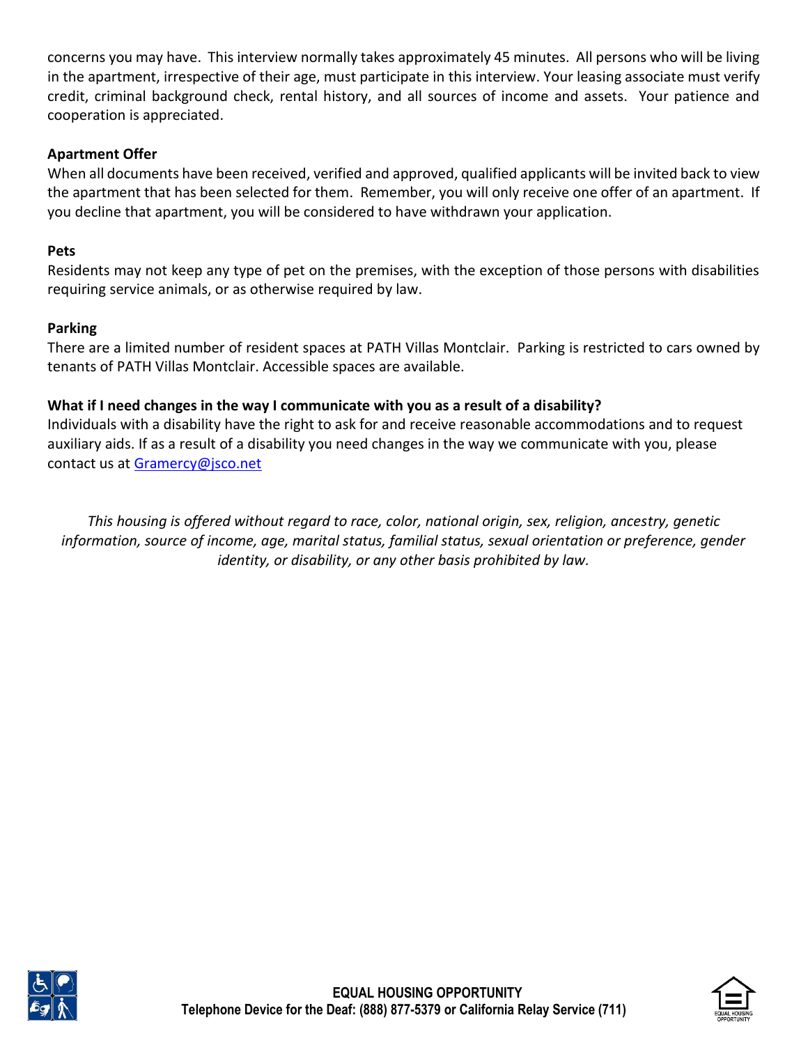concerns you may have. This interview normally takes approximately 45 minutes. All persons who will be living in the apartment, irrespective of their age, must participate in this interview. Your leasing associate must verify credit, criminal background check, rental history, and all sources of income and assets. Your patience and cooperation is appreciated.

**Apartment Offer**

When all documents have been received, verified and approved, qualified applicants will be invited back to view the apartment that has been selected for them. Remember, you will only receive one offer of an apartment. If you decline that apartment, you will be considered to have withdrawn your application.

**Pets**

Residents may not keep any type of pet on the premises, with the exception of those persons with disabilities requiring service animals, or as otherwise required by law.

**Parking**

There are a limited number of resident spaces at PATH Villas Montclair. Parking is restricted to cars owned by tenants of PATH Villas Montclair. Accessible spaces are available.

**What if I need changes in the way I communicate with you as a result of a disability?**

Individuals with a disability have the right to ask for and receive reasonable accommodations and to request auxiliary aids. If as a result of a disability you need changes in the way we communicate with you, please contact us at Gramercy@jsco.net

*This housing is offered without regard to race, color, national origin, sex, religion, ancestry, genetic information, source of income, age, marital status, familial status, sexual orientation or preference, gender identity, or disability, or any other basis prohibited by law.*

**EQUAL HOUSING OPPORTUNITY**
**Telephone Device for the Deaf: (888) 877-5379 or California Relay Service (711)**